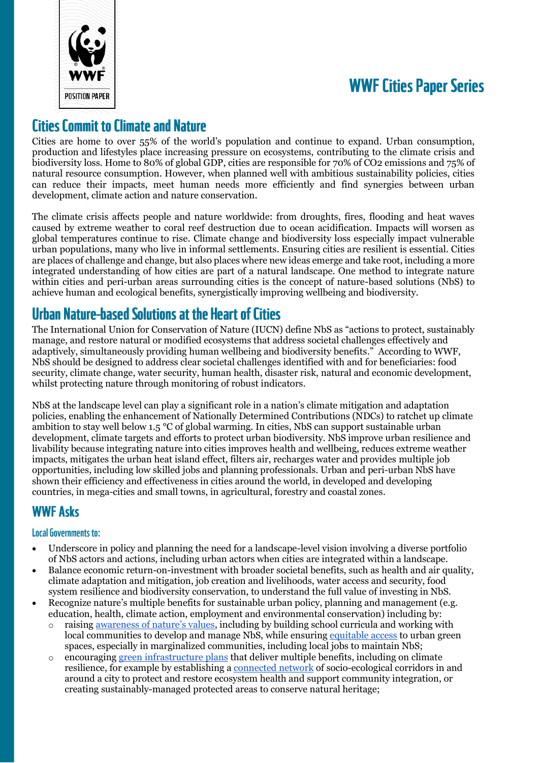WWF

POSITION PAPER

# WWF Cities Paper Series

## Cities Commit to Climate and Nature

Cities are home to over 55% of the world's population and continue to expand. Urban consumption, production and lifestyles place increasing pressure on ecosystems, contributing to the climate crisis and biodiversity loss. Home to 80% of global GDP, cities are responsible for 70% of $CO_2$ emissions and 75% of natural resource consumption. However, when planned well with ambitious sustainability policies, cities can reduce their impacts, meet human needs more efficiently and find synergies between urban development, climate action and nature conservation.

The climate crisis affects people and nature worldwide: from droughts, fires, flooding and heat waves caused by extreme weather to coral reef destruction due to ocean acidification. Impacts will worsen as global temperatures continue to rise. Climate change and biodiversity loss especially impact vulnerable urban populations, many who live in informal settlements. Ensuring cities are resilient is essential. Cities are places of challenge and change, but also places where new ideas emerge and take root, including a more integrated understanding of how cities are part of a natural landscape. One method to integrate nature within cities and peri-urban areas surrounding cities is the concept of nature-based solutions (NbS) to achieve human and ecological benefits, synergistically improving wellbeing and biodiversity.

## Urban Nature-based Solutions at the Heart of Cities

The International Union for Conservation of Nature (IUCN) define NbS as "actions to protect, sustainably manage, and restore natural or modified ecosystems that address societal challenges effectively and adaptively, simultaneously providing human wellbeing and biodiversity benefits." According to WWF, NbS should be designed to address clear societal challenges identified with and for beneficiaries: food security, climate change, water security, human health, disaster risk, natural and economic development, whilst protecting nature through monitoring of robust indicators.

NbS at the landscape level can play a significant role in a nation's climate mitigation and adaptation policies, enabling the enhancement of Nationally Determined Contributions (NDCs) to ratchet up climate ambition to stay well below 1.5 °C of global warming. In cities, NbS can support sustainable urban development, climate targets and efforts to protect urban biodiversity. NbS improve urban resilience and livability because integrating nature into cities improves health and wellbeing, reduces extreme weather impacts, mitigates the urban heat island effect, filters air, recharges water and provides multiple job opportunities, including low skilled jobs and planning professionals. Urban and peri-urban NbS have shown their efficiency and effectiveness in cities around the world, in developed and developing countries, in mega-cities and small towns, in agricultural, forestry and coastal zones.

## WWF Asks

### Local Governments to:

- Underscore in policy and planning the need for a landscape-level vision involving a diverse portfolio of NbS actors and actions, including urban actors when cities are integrated within a landscape.
- Balance economic return-on-investment with broader societal benefits, such as health and air quality, climate adaptation and mitigation, job creation and livelihoods, water access and security, food system resilience and biodiversity conservation, to understand the full value of investing in NbS.
- Recognize nature's multiple benefits for sustainable urban policy, planning and management (e.g. education, health, climate action, employment and environmental conservation) including by:
  - raising awareness of nature's values, including by building school curricula and working with local communities to develop and manage NbS, while ensuring equitable access to urban green spaces, especially in marginalized communities, including local jobs to maintain NbS;
  - encouraging green infrastructure plans that deliver multiple benefits, including on climate resilience, for example by establishing a connected network of socio-ecological corridors in and around a city to protect and restore ecosystem health and support community integration, or creating sustainably-managed protected areas to conserve natural heritage;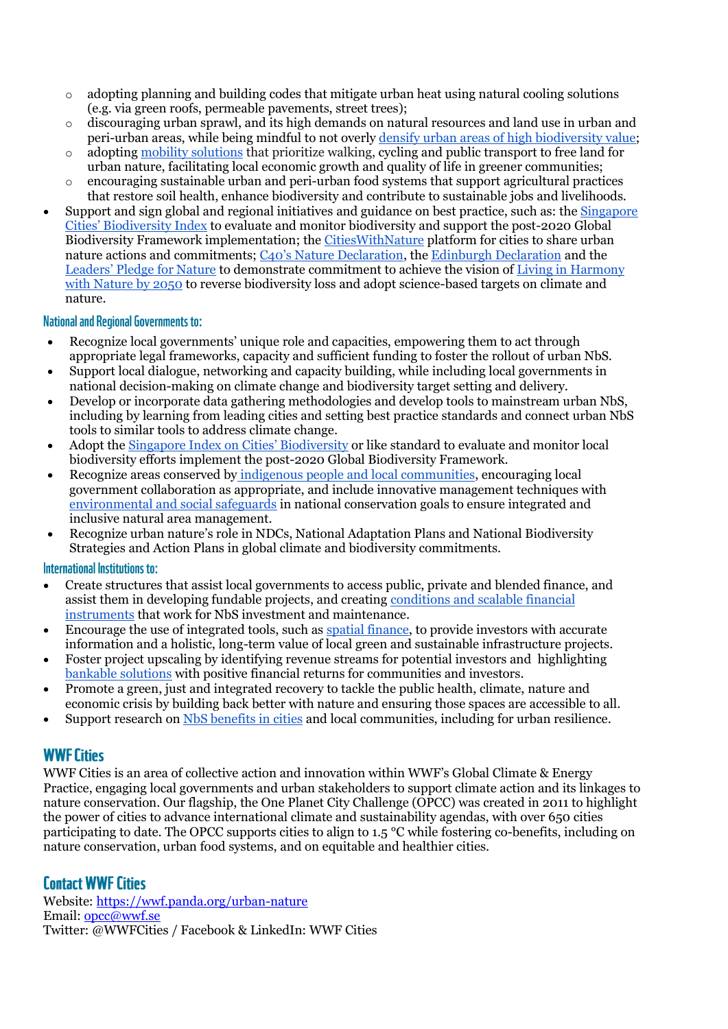- adopting planning and building codes that mitigate urban heat using natural cooling solutions (e.g. via green roofs, permeable pavements, street trees);
  - discouraging urban sprawl, and its high demands on natural resources and land use in urban and peri-urban areas, while being mindful to not overly densify urban areas of high biodiversity value;
  - adopting mobility solutions that prioritize walking, cycling and public transport to free land for urban nature, facilitating local economic growth and quality of life in greener communities;
  - encouraging sustainable urban and peri-urban food systems that support agricultural practices that restore soil health, enhance biodiversity and contribute to sustainable jobs and livelihoods.
- Support and sign global and regional initiatives and guidance on best practice, such as: the Singapore Cities' Biodiversity Index to evaluate and monitor biodiversity and support the post-2020 Global Biodiversity Framework implementation; the CitiesWithNature platform for cities to share urban nature actions and commitments; C40's Nature Declaration, the Edinburgh Declaration and the Leaders' Pledge for Nature to demonstrate commitment to achieve the vision of Living in Harmony with Nature by 2050 to reverse biodiversity loss and adopt science-based targets on climate and nature.

### National and Regional Governments to:

- Recognize local governments' unique role and capacities, empowering them to act through appropriate legal frameworks, capacity and sufficient funding to foster the rollout of urban NbS.
- Support local dialogue, networking and capacity building, while including local governments in national decision-making on climate change and biodiversity target setting and delivery.
- Develop or incorporate data gathering methodologies and develop tools to mainstream urban NbS, including by learning from leading cities and setting best practice standards and connect urban NbS tools to similar tools to address climate change.
- Adopt the Singapore Index on Cities' Biodiversity or like standard to evaluate and monitor local biodiversity efforts implement the post-2020 Global Biodiversity Framework.
- Recognize areas conserved by indigenous people and local communities, encouraging local government collaboration as appropriate, and include innovative management techniques with environmental and social safeguards in national conservation goals to ensure integrated and inclusive natural area management.
- Recognize urban nature's role in NDCs, National Adaptation Plans and National Biodiversity Strategies and Action Plans in global climate and biodiversity commitments.

### International Institutions to:

- Create structures that assist local governments to access public, private and blended finance, and assist them in developing fundable projects, and creating conditions and scalable financial instruments that work for NbS investment and maintenance.
- Encourage the use of integrated tools, such as spatial finance, to provide investors with accurate information and a holistic, long-term value of local green and sustainable infrastructure projects.
- Foster project upscaling by identifying revenue streams for potential investors and highlighting bankable solutions with positive financial returns for communities and investors.
- Promote a green, just and integrated recovery to tackle the public health, climate, nature and economic crisis by building back better with nature and ensuring those spaces are accessible to all.
- Support research on NbS benefits in cities and local communities, including for urban resilience.

## WWF Cities

WWF Cities is an area of collective action and innovation within WWF's Global Climate & Energy Practice, engaging local governments and urban stakeholders to support climate action and its linkages to nature conservation. Our flagship, the One Planet City Challenge (OPCC) was created in 2011 to highlight the power of cities to advance international climate and sustainability agendas, with over 650 cities participating to date. The OPCC supports cities to align to 1.5 °C while fostering co-benefits, including on nature conservation, urban food systems, and on equitable and healthier cities.

## Contact WWF Cities

Website: https://wwf.panda.org/urban-nature
Email: opcc@wwf.se
Twitter: @WWFCities / Facebook & LinkedIn: WWF Cities